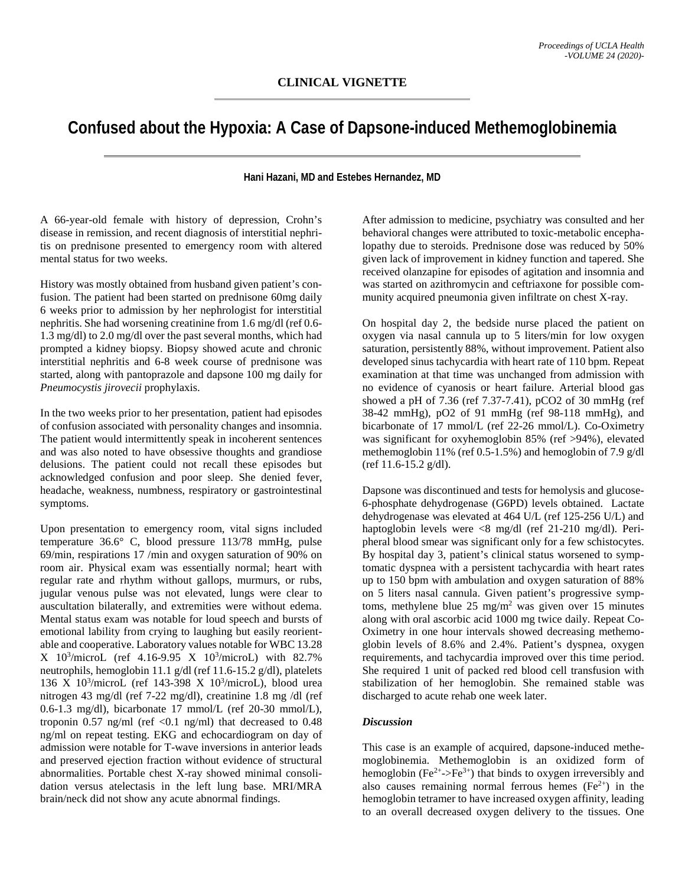## CLINICAL VIGNETTE

# Confused about the Hypoxia: A Case of Dapsone-induced Methemoglobinemia

**Hani Hazani, MD and Estebes Hernandez, MD**

A 66-year-old female with history of depression, Crohn's disease in remission, and recent diagnosis of interstitial nephritis on prednisone presented to emergency room with altered mental status for two weeks.

History was mostly obtained from husband given patient's confusion. The patient had been started on prednisone 60mg daily 6 weeks prior to admission by her nephrologist for interstitial nephritis. She had worsening creatinine from 1.6 mg/dl (ref 0.6-1.3 mg/dl) to 2.0 mg/dl over the past several months, which had prompted a kidney biopsy. Biopsy showed acute and chronic interstitial nephritis and 6-8 week course of prednisone was started, along with pantoprazole and dapsone 100 mg daily for *Pneumocystis jirovecii* prophylaxis.

In the two weeks prior to her presentation, patient had episodes of confusion associated with personality changes and insomnia. The patient would intermittently speak in incoherent sentences and was also noted to have obsessive thoughts and grandiose delusions. The patient could not recall these episodes but acknowledged confusion and poor sleep. She denied fever, headache, weakness, numbness, respiratory or gastrointestinal symptoms.

Upon presentation to emergency room, vital signs included temperature 36.6° C, blood pressure 113/78 mmHg, pulse 69/min, respirations 17 /min and oxygen saturation of 90% on room air. Physical exam was essentially normal; heart with regular rate and rhythm without gallops, murmurs, or rubs, jugular venous pulse was not elevated, lungs were clear to auscultation bilaterally, and extremities were without edema. Mental status exam was notable for loud speech and bursts of emotional lability from crying to laughing but easily reorientable and cooperative. Laboratory values notable for WBC 13.28 X $10^3$/microL (ref 4.16-9.95 X $10^3$/microL) with 82.7% neutrophils, hemoglobin 11.1 g/dl (ref 11.6-15.2 g/dl), platelets 136 X $10^3$/microL (ref 143-398 X $10^3$/microL), blood urea nitrogen 43 mg/dl (ref 7-22 mg/dl), creatinine 1.8 mg /dl (ref 0.6-1.3 mg/dl), bicarbonate 17 mmol/L (ref 20-30 mmol/L), troponin 0.57 ng/ml (ref <0.1 ng/ml) that decreased to 0.48 ng/ml on repeat testing. EKG and echocardiogram on day of admission were notable for T-wave inversions in anterior leads and preserved ejection fraction without evidence of structural abnormalities. Portable chest X-ray showed minimal consolidation versus atelectasis in the left lung base. MRI/MRA brain/neck did not show any acute abnormal findings.

After admission to medicine, psychiatry was consulted and her behavioral changes were attributed to toxic-metabolic encephalopathy due to steroids. Prednisone dose was reduced by 50% given lack of improvement in kidney function and tapered. She received olanzapine for episodes of agitation and insomnia and was started on azithromycin and ceftriaxone for possible community acquired pneumonia given infiltrate on chest X-ray.

On hospital day 2, the bedside nurse placed the patient on oxygen via nasal cannula up to 5 liters/min for low oxygen saturation, persistently 88%, without improvement. Patient also developed sinus tachycardia with heart rate of 110 bpm. Repeat examination at that time was unchanged from admission with no evidence of cyanosis or heart failure. Arterial blood gas showed a pH of 7.36 (ref 7.37-7.41), pCO2 of 30 mmHg (ref 38-42 mmHg), pO2 of 91 mmHg (ref 98-118 mmHg), and bicarbonate of 17 mmol/L (ref 22-26 mmol/L). Co-Oximetry was significant for oxyhemoglobin 85% (ref >94%), elevated methemoglobin 11% (ref 0.5-1.5%) and hemoglobin of 7.9 g/dl (ref 11.6-15.2 g/dl).

Dapsone was discontinued and tests for hemolysis and glucose-6-phosphate dehydrogenase (G6PD) levels obtained. Lactate dehydrogenase was elevated at 464 U/L (ref 125-256 U/L) and haptoglobin levels were <8 mg/dl (ref 21-210 mg/dl). Peripheral blood smear was significant only for a few schistocytes. By hospital day 3, patient's clinical status worsened to symptomatic dyspnea with a persistent tachycardia with heart rates up to 150 bpm with ambulation and oxygen saturation of 88% on 5 liters nasal cannula. Given patient's progressive symptoms, methylene blue 25 mg/$m^2$ was given over 15 minutes along with oral ascorbic acid 1000 mg twice daily. Repeat Co-Oximetry in one hour intervals showed decreasing methemoglobin levels of 8.6% and 2.4%. Patient's dyspnea, oxygen requirements, and tachycardia improved over this time period. She required 1 unit of packed red blood cell transfusion with stabilization of her hemoglobin. She remained stable was discharged to acute rehab one week later.

### *Discussion*

This case is an example of acquired, dapsone-induced methemoglobinemia. Methemoglobin is an oxidized form of hemoglobin ($Fe^{2+}$->$Fe^{3+}$) that binds to oxygen irreversibly and also causes remaining normal ferrous hemes ($Fe^{2+}$) in the hemoglobin tetramer to have increased oxygen affinity, leading to an overall decreased oxygen delivery to the tissues. One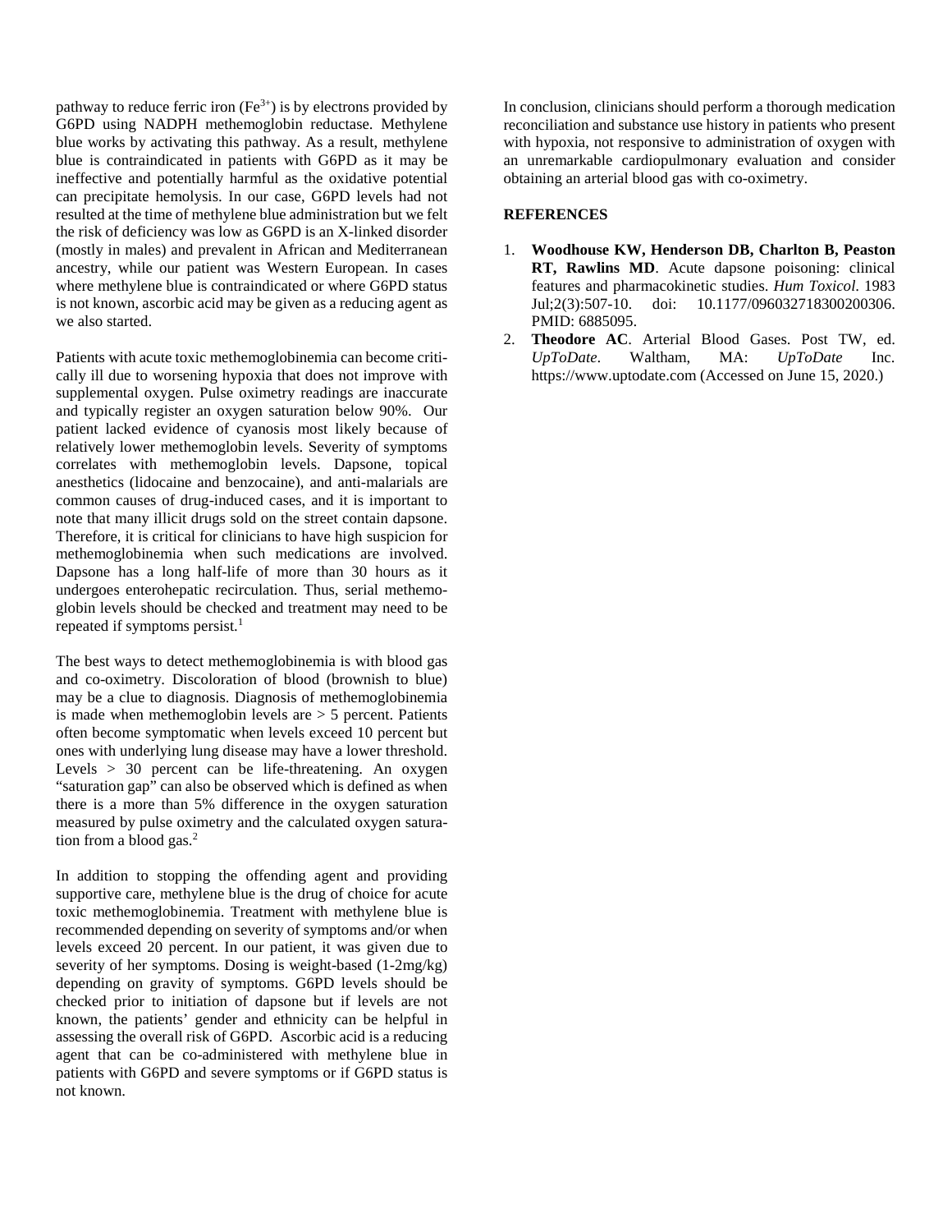pathway to reduce ferric iron ($Fe^{3+}$) is by electrons provided by G6PD using NADPH methemoglobin reductase. Methylene blue works by activating this pathway. As a result, methylene blue is contraindicated in patients with G6PD as it may be ineffective and potentially harmful as the oxidative potential can precipitate hemolysis. In our case, G6PD levels had not resulted at the time of methylene blue administration but we felt the risk of deficiency was low as G6PD is an X-linked disorder (mostly in males) and prevalent in African and Mediterranean ancestry, while our patient was Western European. In cases where methylene blue is contraindicated or where G6PD status is not known, ascorbic acid may be given as a reducing agent as we also started.

Patients with acute toxic methemoglobinemia can become critically ill due to worsening hypoxia that does not improve with supplemental oxygen. Pulse oximetry readings are inaccurate and typically register an oxygen saturation below 90%. Our patient lacked evidence of cyanosis most likely because of relatively lower methemoglobin levels. Severity of symptoms correlates with methemoglobin levels. Dapsone, topical anesthetics (lidocaine and benzocaine), and anti-malarials are common causes of drug-induced cases, and it is important to note that many illicit drugs sold on the street contain dapsone. Therefore, it is critical for clinicians to have high suspicion for methemoglobinemia when such medications are involved. Dapsone has a long half-life of more than 30 hours as it undergoes enterohepatic recirculation. Thus, serial methemoglobin levels should be checked and treatment may need to be repeated if symptoms persist.[1]

The best ways to detect methemoglobinemia is with blood gas and co-oximetry. Discoloration of blood (brownish to blue) may be a clue to diagnosis. Diagnosis of methemoglobinemia is made when methemoglobin levels are > 5 percent. Patients often become symptomatic when levels exceed 10 percent but ones with underlying lung disease may have a lower threshold. Levels > 30 percent can be life-threatening. An oxygen "saturation gap" can also be observed which is defined as when there is a more than 5% difference in the oxygen saturation measured by pulse oximetry and the calculated oxygen saturation from a blood gas.[2]

In addition to stopping the offending agent and providing supportive care, methylene blue is the drug of choice for acute toxic methemoglobinemia. Treatment with methylene blue is recommended depending on severity of symptoms and/or when levels exceed 20 percent. In our patient, it was given due to severity of her symptoms. Dosing is weight-based (1-2mg/kg) depending on gravity of symptoms. G6PD levels should be checked prior to initiation of dapsone but if levels are not known, the patients' gender and ethnicity can be helpful in assessing the overall risk of G6PD. Ascorbic acid is a reducing agent that can be co-administered with methylene blue in patients with G6PD and severe symptoms or if G6PD status is not known.

In conclusion, clinicians should perform a thorough medication reconciliation and substance use history in patients who present with hypoxia, not responsive to administration of oxygen with an unremarkable cardiopulmonary evaluation and consider obtaining an arterial blood gas with co-oximetry.

## REFERENCES

1. **Woodhouse KW, Henderson DB, Charlton B, Peaston RT, Rawlins MD**. Acute dapsone poisoning: clinical features and pharmacokinetic studies. *Hum Toxicol*. 1983 Jul;2(3):507-10. doi: 10.1177/096032718300200306. PMID: 6885095.
2. **Theodore AC**. Arterial Blood Gases. Post TW, ed. *UpToDate*. Waltham, MA: *UpToDate* Inc. https://www.uptodate.com (Accessed on June 15, 2020.)